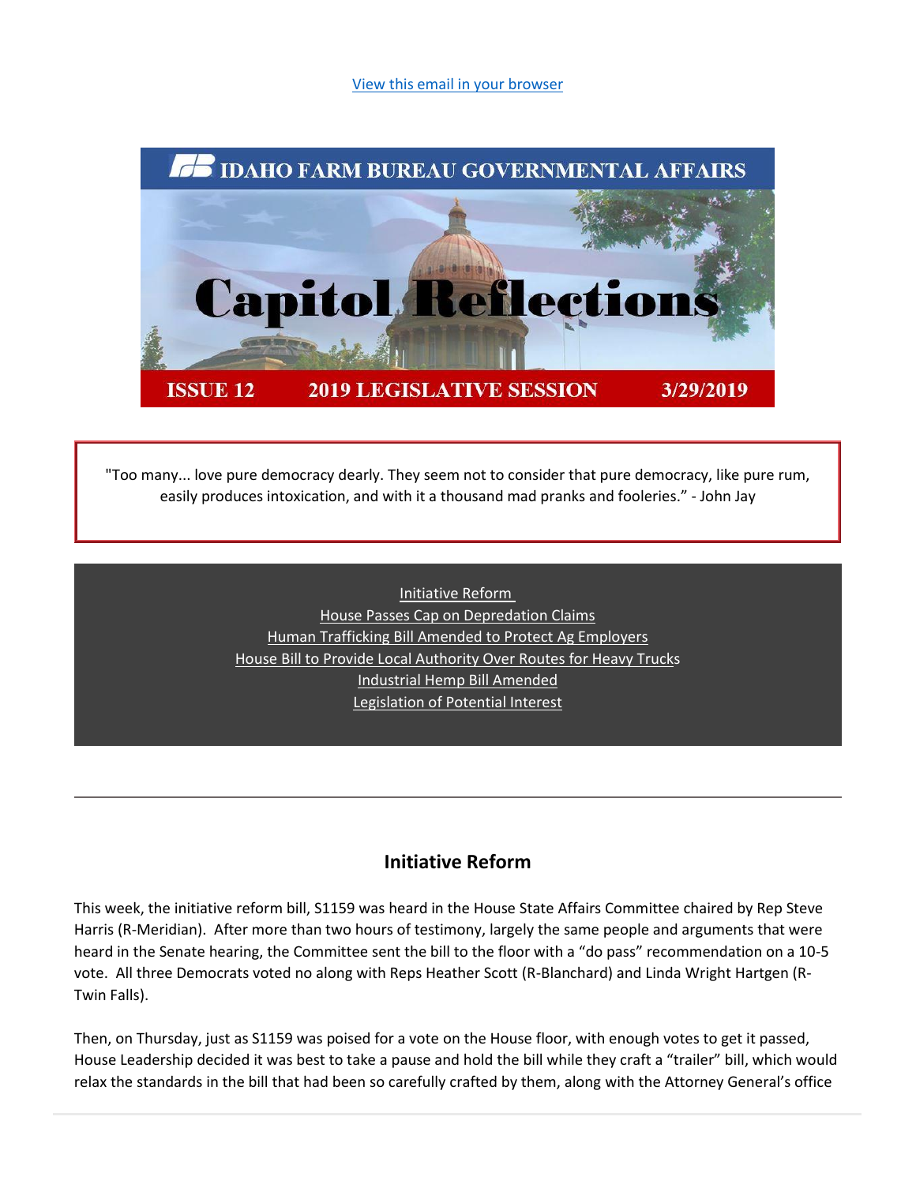View this email in your browser

# IDAHO FARM BUREAU GOVERNMENTAL AFFAIRS

# Capitol Reflections

**ISSUE 12 — 2019 LEGISLATIVE SESSION — 3/29/2019**

> "Too many... love pure democracy dearly. They seem not to consider that pure democracy, like pure rum, easily produces intoxication, and with it a thousand mad pranks and fooleries." - John Jay

- Initiative Reform
- House Passes Cap on Depredation Claims
- Human Trafficking Bill Amended to Protect Ag Employers
- House Bill to Provide Local Authority Over Routes for Heavy Trucks
- Industrial Hemp Bill Amended
- Legislation of Potential Interest

---

## Initiative Reform

This week, the initiative reform bill, S1159 was heard in the House State Affairs Committee chaired by Rep Steve Harris (R-Meridian). After more than two hours of testimony, largely the same people and arguments that were heard in the Senate hearing, the Committee sent the bill to the floor with a "do pass" recommendation on a 10-5 vote. All three Democrats voted no along with Reps Heather Scott (R-Blanchard) and Linda Wright Hartgen (R-Twin Falls).

Then, on Thursday, just as S1159 was poised for a vote on the House floor, with enough votes to get it passed, House Leadership decided it was best to take a pause and hold the bill while they craft a "trailer" bill, which would relax the standards in the bill that had been so carefully crafted by them, along with the Attorney General's office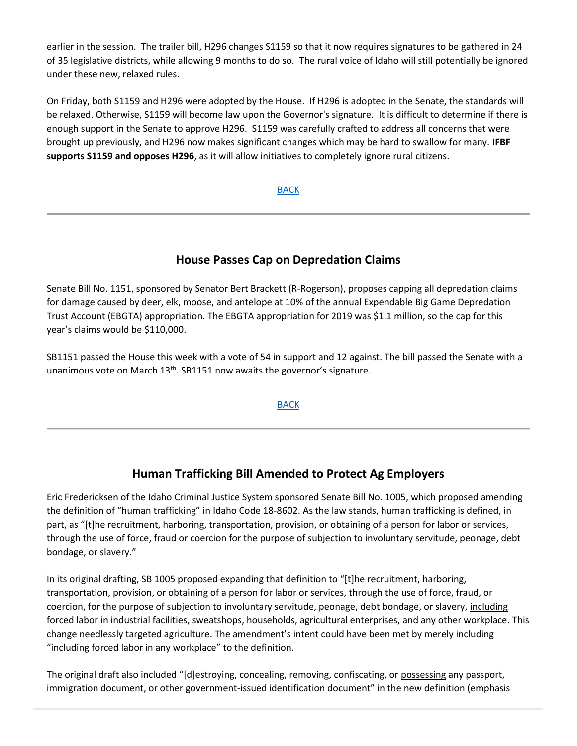earlier in the session. The trailer bill, H296 changes S1159 so that it now requires signatures to be gathered in 24 of 35 legislative districts, while allowing 9 months to do so. The rural voice of Idaho will still potentially be ignored under these new, relaxed rules.

On Friday, both S1159 and H296 were adopted by the House. If H296 is adopted in the Senate, the standards will be relaxed. Otherwise, S1159 will become law upon the Governor's signature. It is difficult to determine if there is enough support in the Senate to approve H296. S1159 was carefully crafted to address all concerns that were brought up previously, and H296 now makes significant changes which may be hard to swallow for many. **IFBF supports S1159 and opposes H296**, as it will allow initiatives to completely ignore rural citizens.

BACK

---

## House Passes Cap on Depredation Claims

Senate Bill No. 1151, sponsored by Senator Bert Brackett (R-Rogerson), proposes capping all depredation claims for damage caused by deer, elk, moose, and antelope at 10% of the annual Expendable Big Game Depredation Trust Account (EBGTA) appropriation. The EBGTA appropriation for 2019 was $1.1 million, so the cap for this year's claims would be $110,000.

SB1151 passed the House this week with a vote of 54 in support and 12 against. The bill passed the Senate with a unanimous vote on March 13th. SB1151 now awaits the governor's signature.

BACK

---

## Human Trafficking Bill Amended to Protect Ag Employers

Eric Fredericksen of the Idaho Criminal Justice System sponsored Senate Bill No. 1005, which proposed amending the definition of "human trafficking" in Idaho Code 18-8602. As the law stands, human trafficking is defined, in part, as "[t]he recruitment, harboring, transportation, provision, or obtaining of a person for labor or services, through the use of force, fraud or coercion for the purpose of subjection to involuntary servitude, peonage, debt bondage, or slavery."

In its original drafting, SB 1005 proposed expanding that definition to "[t]he recruitment, harboring, transportation, provision, or obtaining of a person for labor or services, through the use of force, fraud, or coercion, for the purpose of subjection to involuntary servitude, peonage, debt bondage, or slavery, <u>including forced labor in industrial facilities, sweatshops, households, agricultural enterprises, and any other workplace</u>. This change needlessly targeted agriculture. The amendment's intent could have been met by merely including "including forced labor in any workplace" to the definition.

The original draft also included "[d]estroying, concealing, removing, confiscating, or <u>possessing</u> any passport, immigration document, or other government-issued identification document" in the new definition (emphasis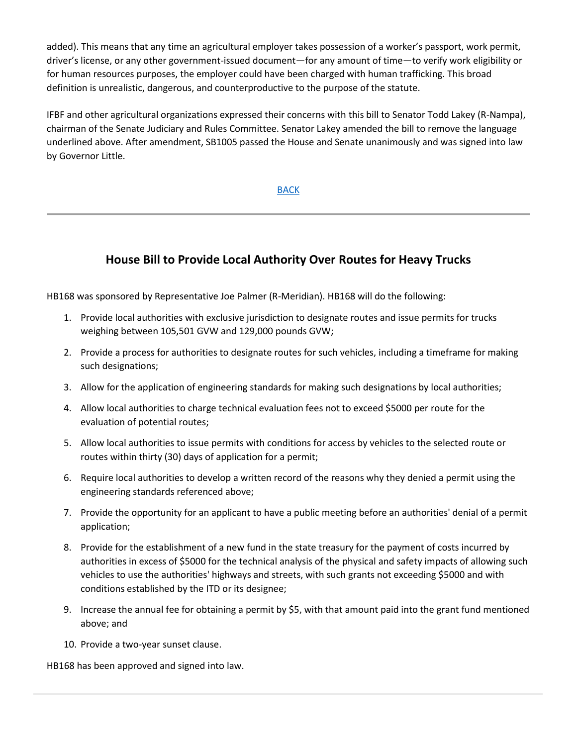added). This means that any time an agricultural employer takes possession of a worker's passport, work permit, driver's license, or any other government-issued document—for any amount of time—to verify work eligibility or for human resources purposes, the employer could have been charged with human trafficking. This broad definition is unrealistic, dangerous, and counterproductive to the purpose of the statute.

IFBF and other agricultural organizations expressed their concerns with this bill to Senator Todd Lakey (R-Nampa), chairman of the Senate Judiciary and Rules Committee. Senator Lakey amended the bill to remove the language underlined above. After amendment, SB1005 passed the House and Senate unanimously and was signed into law by Governor Little.

BACK

---

## House Bill to Provide Local Authority Over Routes for Heavy Trucks

HB168 was sponsored by Representative Joe Palmer (R-Meridian). HB168 will do the following:

1. Provide local authorities with exclusive jurisdiction to designate routes and issue permits for trucks weighing between 105,501 GVW and 129,000 pounds GVW;
2. Provide a process for authorities to designate routes for such vehicles, including a timeframe for making such designations;
3. Allow for the application of engineering standards for making such designations by local authorities;
4. Allow local authorities to charge technical evaluation fees not to exceed $5000 per route for the evaluation of potential routes;
5. Allow local authorities to issue permits with conditions for access by vehicles to the selected route or routes within thirty (30) days of application for a permit;
6. Require local authorities to develop a written record of the reasons why they denied a permit using the engineering standards referenced above;
7. Provide the opportunity for an applicant to have a public meeting before an authorities' denial of a permit application;
8. Provide for the establishment of a new fund in the state treasury for the payment of costs incurred by authorities in excess of $5000 for the technical analysis of the physical and safety impacts of allowing such vehicles to use the authorities' highways and streets, with such grants not exceeding $5000 and with conditions established by the ITD or its designee;
9. Increase the annual fee for obtaining a permit by $5, with that amount paid into the grant fund mentioned above; and
10. Provide a two-year sunset clause.

HB168 has been approved and signed into law.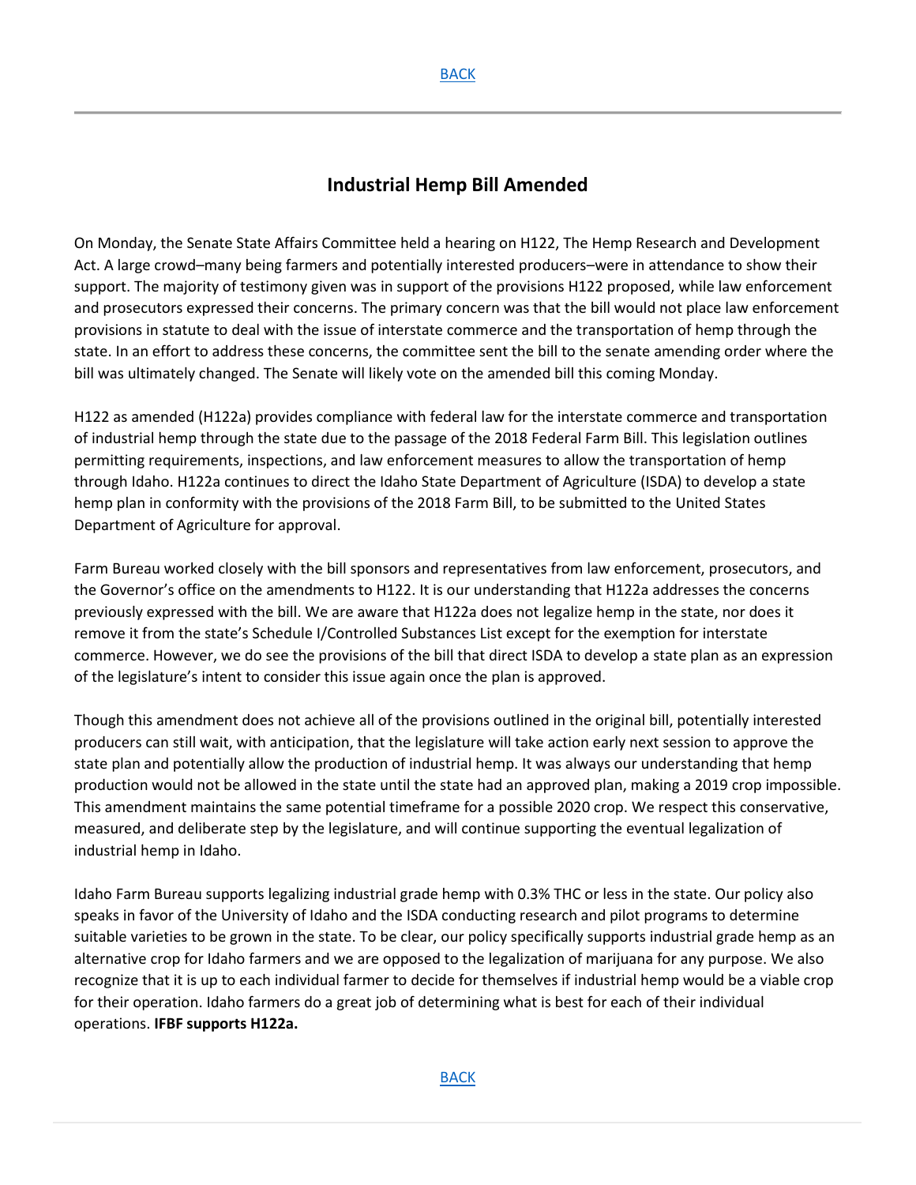BACK

## Industrial Hemp Bill Amended

On Monday, the Senate State Affairs Committee held a hearing on H122, The Hemp Research and Development Act. A large crowd–many being farmers and potentially interested producers–were in attendance to show their support. The majority of testimony given was in support of the provisions H122 proposed, while law enforcement and prosecutors expressed their concerns. The primary concern was that the bill would not place law enforcement provisions in statute to deal with the issue of interstate commerce and the transportation of hemp through the state. In an effort to address these concerns, the committee sent the bill to the senate amending order where the bill was ultimately changed. The Senate will likely vote on the amended bill this coming Monday.

H122 as amended (H122a) provides compliance with federal law for the interstate commerce and transportation of industrial hemp through the state due to the passage of the 2018 Federal Farm Bill. This legislation outlines permitting requirements, inspections, and law enforcement measures to allow the transportation of hemp through Idaho. H122a continues to direct the Idaho State Department of Agriculture (ISDA) to develop a state hemp plan in conformity with the provisions of the 2018 Farm Bill, to be submitted to the United States Department of Agriculture for approval.

Farm Bureau worked closely with the bill sponsors and representatives from law enforcement, prosecutors, and the Governor's office on the amendments to H122. It is our understanding that H122a addresses the concerns previously expressed with the bill. We are aware that H122a does not legalize hemp in the state, nor does it remove it from the state's Schedule I/Controlled Substances List except for the exemption for interstate commerce. However, we do see the provisions of the bill that direct ISDA to develop a state plan as an expression of the legislature's intent to consider this issue again once the plan is approved.

Though this amendment does not achieve all of the provisions outlined in the original bill, potentially interested producers can still wait, with anticipation, that the legislature will take action early next session to approve the state plan and potentially allow the production of industrial hemp. It was always our understanding that hemp production would not be allowed in the state until the state had an approved plan, making a 2019 crop impossible. This amendment maintains the same potential timeframe for a possible 2020 crop. We respect this conservative, measured, and deliberate step by the legislature, and will continue supporting the eventual legalization of industrial hemp in Idaho.

Idaho Farm Bureau supports legalizing industrial grade hemp with 0.3% THC or less in the state. Our policy also speaks in favor of the University of Idaho and the ISDA conducting research and pilot programs to determine suitable varieties to be grown in the state. To be clear, our policy specifically supports industrial grade hemp as an alternative crop for Idaho farmers and we are opposed to the legalization of marijuana for any purpose. We also recognize that it is up to each individual farmer to decide for themselves if industrial hemp would be a viable crop for their operation. Idaho farmers do a great job of determining what is best for each of their individual operations. **IFBF supports H122a.**

BACK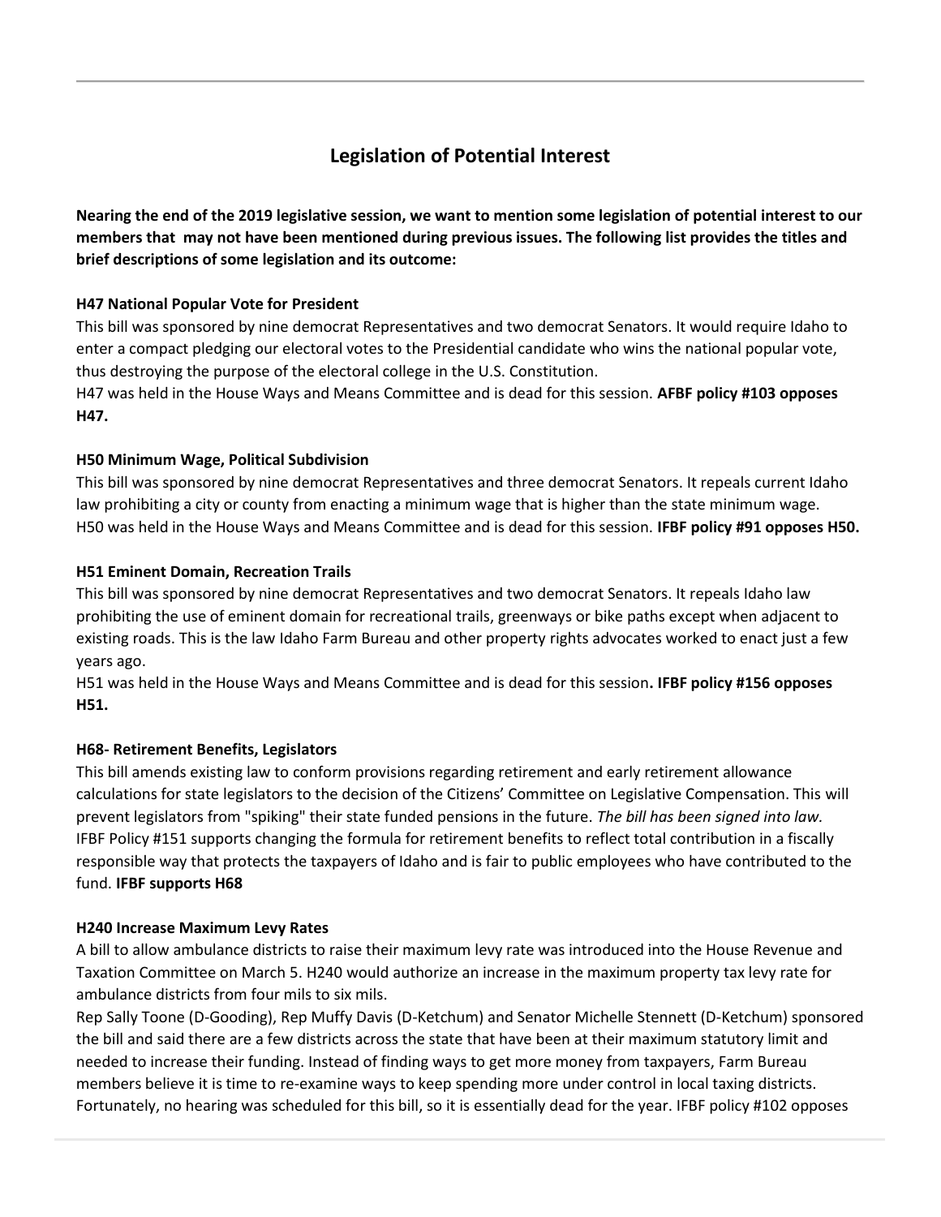## Legislation of Potential Interest

**Nearing the end of the 2019 legislative session, we want to mention some legislation of potential interest to our members that may not have been mentioned during previous issues. The following list provides the titles and brief descriptions of some legislation and its outcome:**

**H47 National Popular Vote for President**

This bill was sponsored by nine democrat Representatives and two democrat Senators. It would require Idaho to enter a compact pledging our electoral votes to the Presidential candidate who wins the national popular vote, thus destroying the purpose of the electoral college in the U.S. Constitution.

H47 was held in the House Ways and Means Committee and is dead for this session. **AFBF policy #103 opposes H47.**

**H50 Minimum Wage, Political Subdivision**

This bill was sponsored by nine democrat Representatives and three democrat Senators. It repeals current Idaho law prohibiting a city or county from enacting a minimum wage that is higher than the state minimum wage.

H50 was held in the House Ways and Means Committee and is dead for this session. **IFBF policy #91 opposes H50.**

**H51 Eminent Domain, Recreation Trails**

This bill was sponsored by nine democrat Representatives and two democrat Senators. It repeals Idaho law prohibiting the use of eminent domain for recreational trails, greenways or bike paths except when adjacent to existing roads. This is the law Idaho Farm Bureau and other property rights advocates worked to enact just a few years ago.

H51 was held in the House Ways and Means Committee and is dead for this session**. IFBF policy #156 opposes H51.**

**H68- Retirement Benefits, Legislators**

This bill amends existing law to conform provisions regarding retirement and early retirement allowance calculations for state legislators to the decision of the Citizens' Committee on Legislative Compensation. This will prevent legislators from "spiking" their state funded pensions in the future. *The bill has been signed into law.* IFBF Policy #151 supports changing the formula for retirement benefits to reflect total contribution in a fiscally responsible way that protects the taxpayers of Idaho and is fair to public employees who have contributed to the fund. **IFBF supports H68**

**H240 Increase Maximum Levy Rates**

A bill to allow ambulance districts to raise their maximum levy rate was introduced into the House Revenue and Taxation Committee on March 5. H240 would authorize an increase in the maximum property tax levy rate for ambulance districts from four mils to six mils.

Rep Sally Toone (D-Gooding), Rep Muffy Davis (D-Ketchum) and Senator Michelle Stennett (D-Ketchum) sponsored the bill and said there are a few districts across the state that have been at their maximum statutory limit and needed to increase their funding. Instead of finding ways to get more money from taxpayers, Farm Bureau members believe it is time to re-examine ways to keep spending more under control in local taxing districts. Fortunately, no hearing was scheduled for this bill, so it is essentially dead for the year. IFBF policy #102 opposes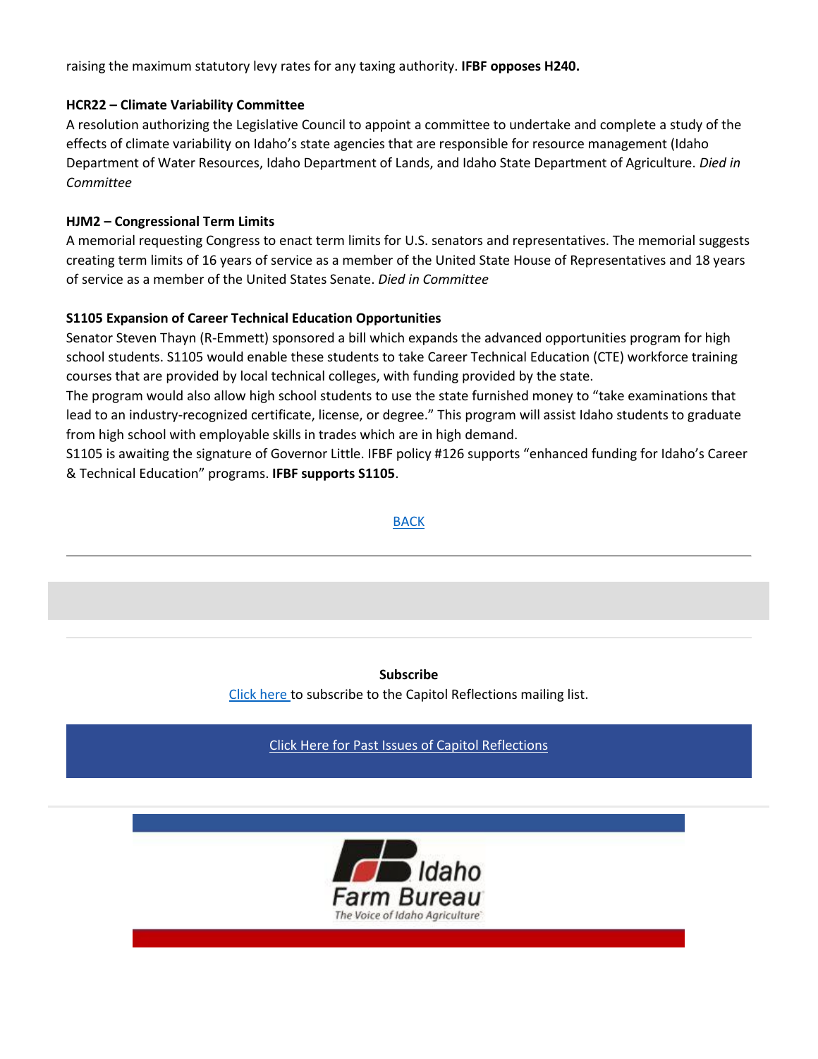raising the maximum statutory levy rates for any taxing authority. **IFBF opposes H240.**

**HCR22 – Climate Variability Committee**

A resolution authorizing the Legislative Council to appoint a committee to undertake and complete a study of the effects of climate variability on Idaho's state agencies that are responsible for resource management (Idaho Department of Water Resources, Idaho Department of Lands, and Idaho State Department of Agriculture. *Died in Committee*

**HJM2 – Congressional Term Limits**

A memorial requesting Congress to enact term limits for U.S. senators and representatives. The memorial suggests creating term limits of 16 years of service as a member of the United State House of Representatives and 18 years of service as a member of the United States Senate. *Died in Committee*

**S1105 Expansion of Career Technical Education Opportunities**

Senator Steven Thayn (R-Emmett) sponsored a bill which expands the advanced opportunities program for high school students. S1105 would enable these students to take Career Technical Education (CTE) workforce training courses that are provided by local technical colleges, with funding provided by the state.

The program would also allow high school students to use the state furnished money to "take examinations that lead to an industry-recognized certificate, license, or degree." This program will assist Idaho students to graduate from high school with employable skills in trades which are in high demand.

S1105 is awaiting the signature of Governor Little. IFBF policy #126 supports "enhanced funding for Idaho's Career & Technical Education" programs. **IFBF supports S1105**.

BACK

**Subscribe**

Click here to subscribe to the Capitol Reflections mailing list.

Click Here for Past Issues of Capitol Reflections

Idaho Farm Bureau

*The Voice of Idaho Agriculture*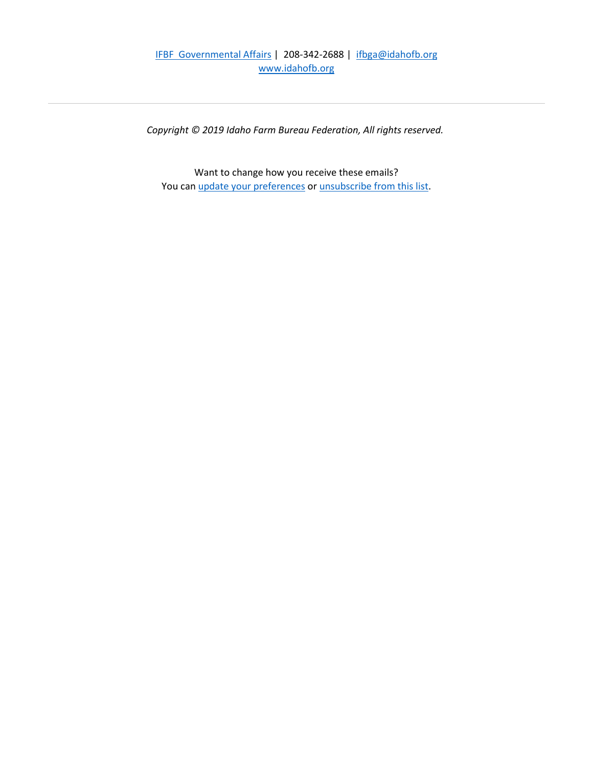IFBF Governmental Affairs | 208-342-2688 | ifbga@idahofb.org
www.idahofb.org

---

*Copyright © 2019 Idaho Farm Bureau Federation, All rights reserved.*

Want to change how you receive these emails?
You can update your preferences or unsubscribe from this list.